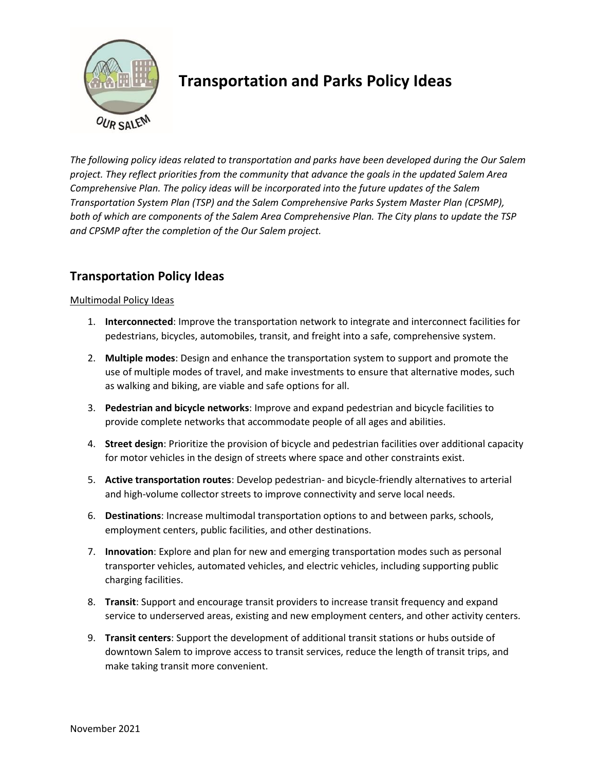# Transportation and Parks Policy Ideas

*The following policy ideas related to transportation and parks have been developed during the Our Salem project. They reflect priorities from the community that advance the goals in the updated Salem Area Comprehensive Plan. The policy ideas will be incorporated into the future updates of the Salem Transportation System Plan (TSP) and the Salem Comprehensive Parks System Master Plan (CPSMP), both of which are components of the Salem Area Comprehensive Plan. The City plans to update the TSP and CPSMP after the completion of the Our Salem project.*

## Transportation Policy Ideas

<u>Multimodal Policy Ideas</u>

1. **Interconnected**: Improve the transportation network to integrate and interconnect facilities for pedestrians, bicycles, automobiles, transit, and freight into a safe, comprehensive system.
2. **Multiple modes**: Design and enhance the transportation system to support and promote the use of multiple modes of travel, and make investments to ensure that alternative modes, such as walking and biking, are viable and safe options for all.
3. **Pedestrian and bicycle networks**: Improve and expand pedestrian and bicycle facilities to provide complete networks that accommodate people of all ages and abilities.
4. **Street design**: Prioritize the provision of bicycle and pedestrian facilities over additional capacity for motor vehicles in the design of streets where space and other constraints exist.
5. **Active transportation routes**: Develop pedestrian- and bicycle-friendly alternatives to arterial and high-volume collector streets to improve connectivity and serve local needs.
6. **Destinations**: Increase multimodal transportation options to and between parks, schools, employment centers, public facilities, and other destinations.
7. **Innovation**: Explore and plan for new and emerging transportation modes such as personal transporter vehicles, automated vehicles, and electric vehicles, including supporting public charging facilities.
8. **Transit**: Support and encourage transit providers to increase transit frequency and expand service to underserved areas, existing and new employment centers, and other activity centers.
9. **Transit centers**: Support the development of additional transit stations or hubs outside of downtown Salem to improve access to transit services, reduce the length of transit trips, and make taking transit more convenient.

November 2021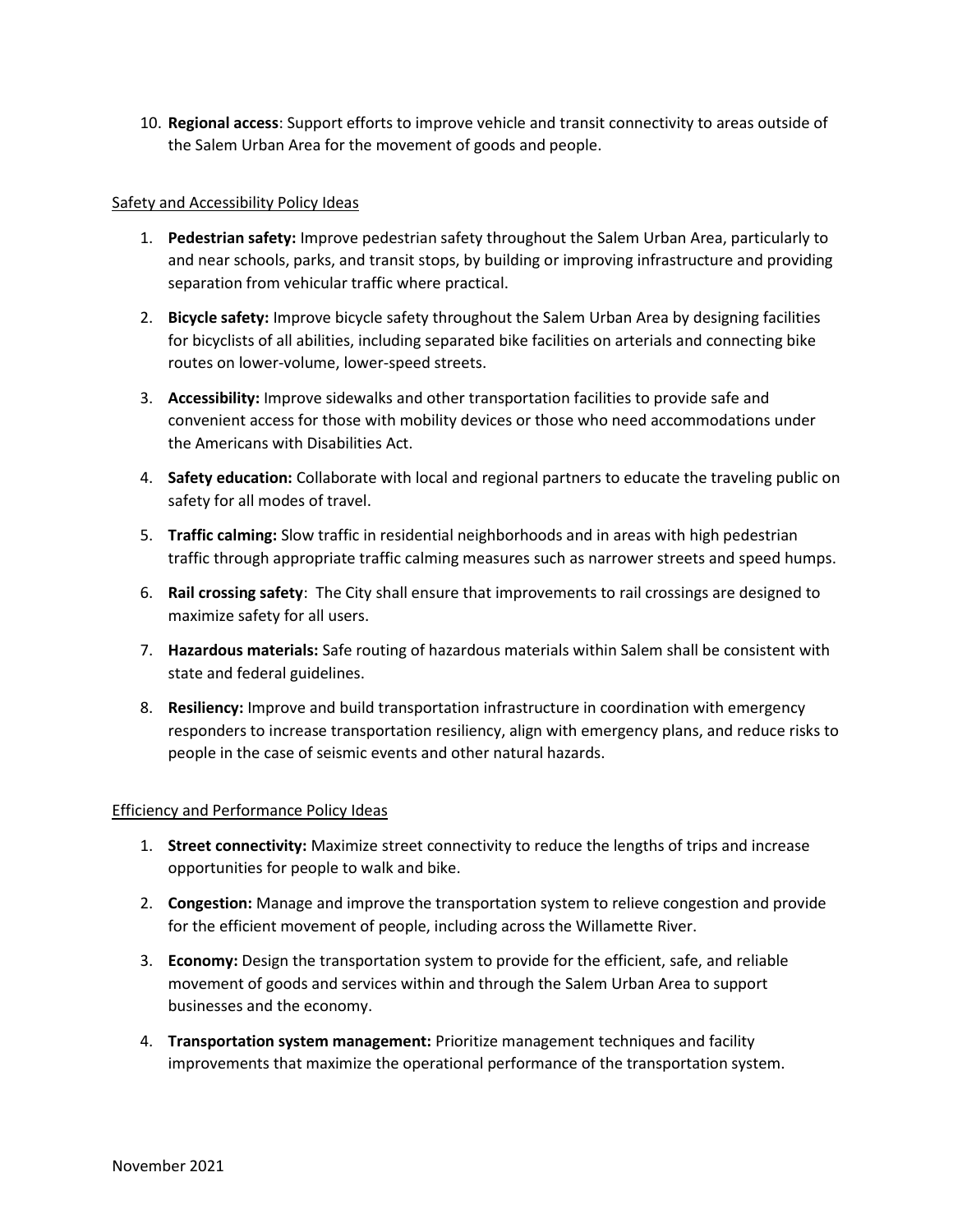10. **Regional access**: Support efforts to improve vehicle and transit connectivity to areas outside of the Salem Urban Area for the movement of goods and people.

Safety and Accessibility Policy Ideas

1. **Pedestrian safety:** Improve pedestrian safety throughout the Salem Urban Area, particularly to and near schools, parks, and transit stops, by building or improving infrastructure and providing separation from vehicular traffic where practical.
2. **Bicycle safety:** Improve bicycle safety throughout the Salem Urban Area by designing facilities for bicyclists of all abilities, including separated bike facilities on arterials and connecting bike routes on lower-volume, lower-speed streets.
3. **Accessibility:** Improve sidewalks and other transportation facilities to provide safe and convenient access for those with mobility devices or those who need accommodations under the Americans with Disabilities Act.
4. **Safety education:** Collaborate with local and regional partners to educate the traveling public on safety for all modes of travel.
5. **Traffic calming:** Slow traffic in residential neighborhoods and in areas with high pedestrian traffic through appropriate traffic calming measures such as narrower streets and speed humps.
6. **Rail crossing safety**: The City shall ensure that improvements to rail crossings are designed to maximize safety for all users.
7. **Hazardous materials:** Safe routing of hazardous materials within Salem shall be consistent with state and federal guidelines.
8. **Resiliency:** Improve and build transportation infrastructure in coordination with emergency responders to increase transportation resiliency, align with emergency plans, and reduce risks to people in the case of seismic events and other natural hazards.

Efficiency and Performance Policy Ideas

1. **Street connectivity:** Maximize street connectivity to reduce the lengths of trips and increase opportunities for people to walk and bike.
2. **Congestion:** Manage and improve the transportation system to relieve congestion and provide for the efficient movement of people, including across the Willamette River.
3. **Economy:** Design the transportation system to provide for the efficient, safe, and reliable movement of goods and services within and through the Salem Urban Area to support businesses and the economy.
4. **Transportation system management:** Prioritize management techniques and facility improvements that maximize the operational performance of the transportation system.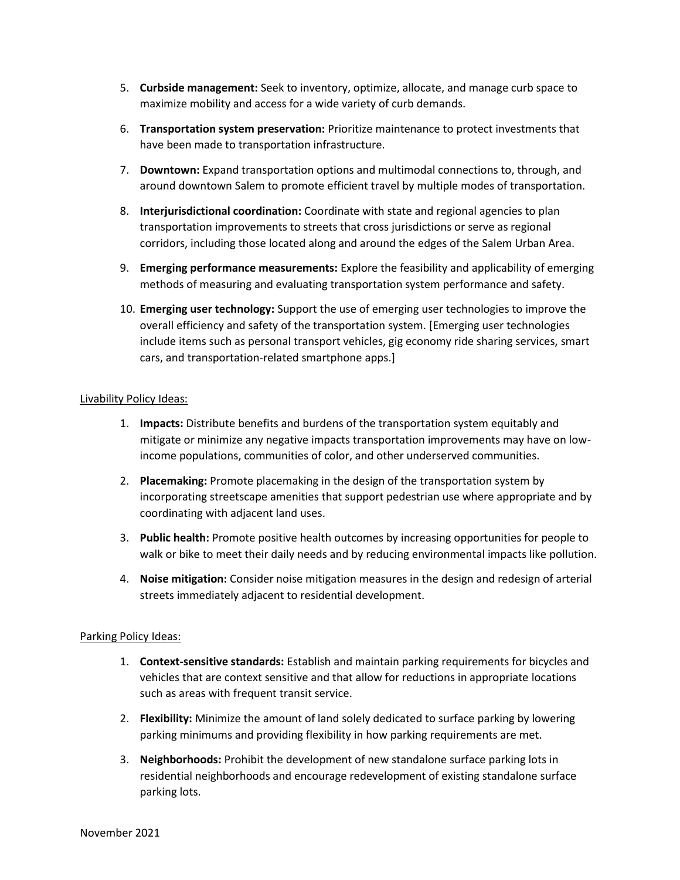5. **Curbside management:** Seek to inventory, optimize, allocate, and manage curb space to maximize mobility and access for a wide variety of curb demands.

6. **Transportation system preservation:** Prioritize maintenance to protect investments that have been made to transportation infrastructure.

7. **Downtown:** Expand transportation options and multimodal connections to, through, and around downtown Salem to promote efficient travel by multiple modes of transportation.

8. **Interjurisdictional coordination:** Coordinate with state and regional agencies to plan transportation improvements to streets that cross jurisdictions or serve as regional corridors, including those located along and around the edges of the Salem Urban Area.

9. **Emerging performance measurements:** Explore the feasibility and applicability of emerging methods of measuring and evaluating transportation system performance and safety.

10. **Emerging user technology:** Support the use of emerging user technologies to improve the overall efficiency and safety of the transportation system. [Emerging user technologies include items such as personal transport vehicles, gig economy ride sharing services, smart cars, and transportation-related smartphone apps.]

Livability Policy Ideas:

1. **Impacts:** Distribute benefits and burdens of the transportation system equitably and mitigate or minimize any negative impacts transportation improvements may have on low-income populations, communities of color, and other underserved communities.

2. **Placemaking:** Promote placemaking in the design of the transportation system by incorporating streetscape amenities that support pedestrian use where appropriate and by coordinating with adjacent land uses.

3. **Public health:** Promote positive health outcomes by increasing opportunities for people to walk or bike to meet their daily needs and by reducing environmental impacts like pollution.

4. **Noise mitigation:** Consider noise mitigation measures in the design and redesign of arterial streets immediately adjacent to residential development.

Parking Policy Ideas:

1. **Context-sensitive standards:** Establish and maintain parking requirements for bicycles and vehicles that are context sensitive and that allow for reductions in appropriate locations such as areas with frequent transit service.

2. **Flexibility:** Minimize the amount of land solely dedicated to surface parking by lowering parking minimums and providing flexibility in how parking requirements are met.

3. **Neighborhoods:** Prohibit the development of new standalone surface parking lots in residential neighborhoods and encourage redevelopment of existing standalone surface parking lots.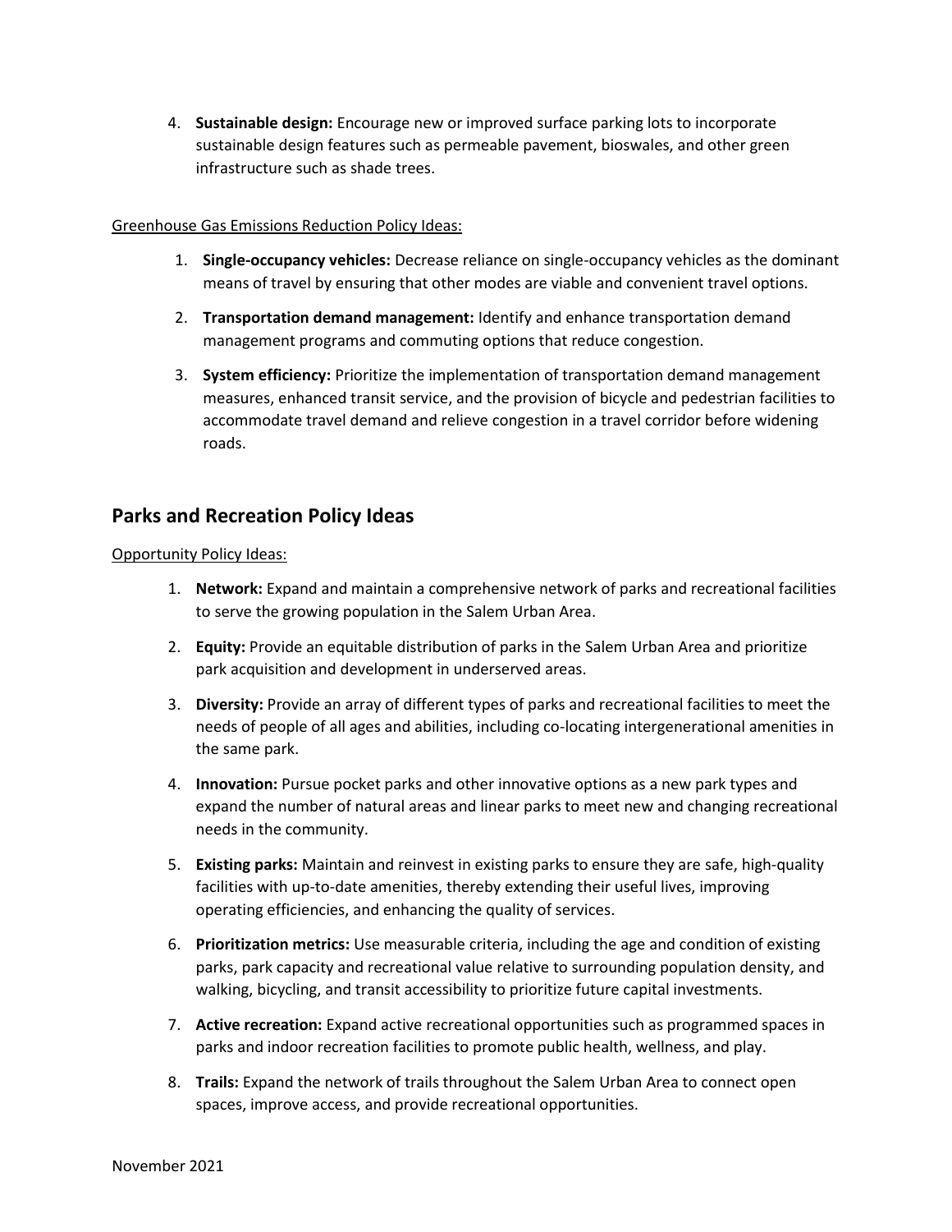4. **Sustainable design:** Encourage new or improved surface parking lots to incorporate sustainable design features such as permeable pavement, bioswales, and other green infrastructure such as shade trees.

<u>Greenhouse Gas Emissions Reduction Policy Ideas:</u>

1. **Single-occupancy vehicles:** Decrease reliance on single-occupancy vehicles as the dominant means of travel by ensuring that other modes are viable and convenient travel options.
2. **Transportation demand management:** Identify and enhance transportation demand management programs and commuting options that reduce congestion.
3. **System efficiency:** Prioritize the implementation of transportation demand management measures, enhanced transit service, and the provision of bicycle and pedestrian facilities to accommodate travel demand and relieve congestion in a travel corridor before widening roads.

## Parks and Recreation Policy Ideas

<u>Opportunity Policy Ideas:</u>

1. **Network:** Expand and maintain a comprehensive network of parks and recreational facilities to serve the growing population in the Salem Urban Area.
2. **Equity:** Provide an equitable distribution of parks in the Salem Urban Area and prioritize park acquisition and development in underserved areas.
3. **Diversity:** Provide an array of different types of parks and recreational facilities to meet the needs of people of all ages and abilities, including co-locating intergenerational amenities in the same park.
4. **Innovation:** Pursue pocket parks and other innovative options as a new park types and expand the number of natural areas and linear parks to meet new and changing recreational needs in the community.
5. **Existing parks:** Maintain and reinvest in existing parks to ensure they are safe, high-quality facilities with up-to-date amenities, thereby extending their useful lives, improving operating efficiencies, and enhancing the quality of services.
6. **Prioritization metrics:** Use measurable criteria, including the age and condition of existing parks, park capacity and recreational value relative to surrounding population density, and walking, bicycling, and transit accessibility to prioritize future capital investments.
7. **Active recreation:** Expand active recreational opportunities such as programmed spaces in parks and indoor recreation facilities to promote public health, wellness, and play.
8. **Trails:** Expand the network of trails throughout the Salem Urban Area to connect open spaces, improve access, and provide recreational opportunities.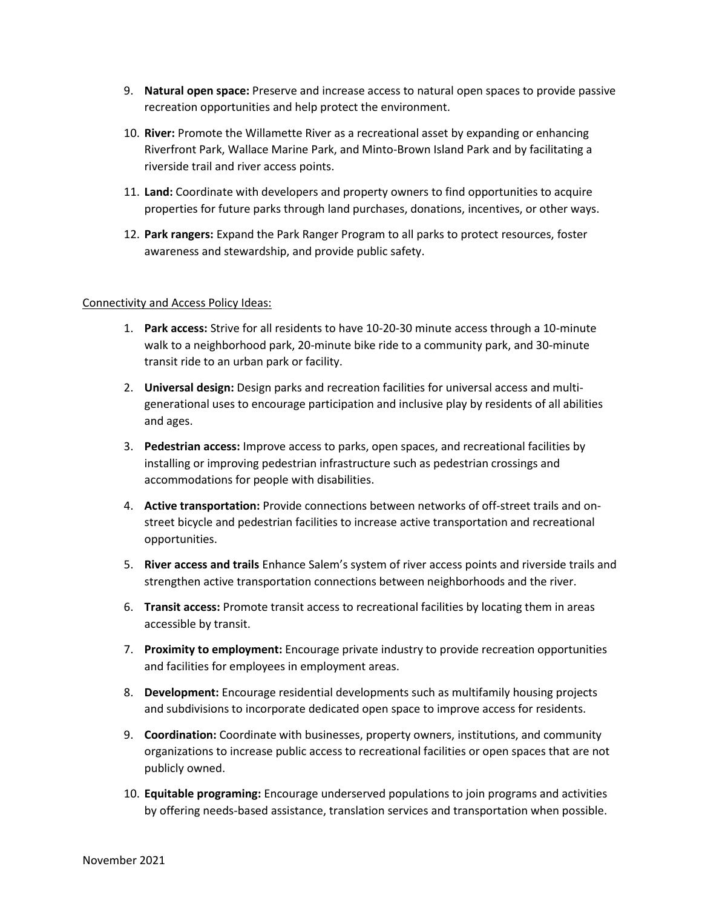9. **Natural open space:** Preserve and increase access to natural open spaces to provide passive recreation opportunities and help protect the environment.
10. **River:** Promote the Willamette River as a recreational asset by expanding or enhancing Riverfront Park, Wallace Marine Park, and Minto-Brown Island Park and by facilitating a riverside trail and river access points.
11. **Land:** Coordinate with developers and property owners to find opportunities to acquire properties for future parks through land purchases, donations, incentives, or other ways.
12. **Park rangers:** Expand the Park Ranger Program to all parks to protect resources, foster awareness and stewardship, and provide public safety.

<u>Connectivity and Access Policy Ideas:</u>

1. **Park access:** Strive for all residents to have 10-20-30 minute access through a 10-minute walk to a neighborhood park, 20-minute bike ride to a community park, and 30-minute transit ride to an urban park or facility.
2. **Universal design:** Design parks and recreation facilities for universal access and multi-generational uses to encourage participation and inclusive play by residents of all abilities and ages.
3. **Pedestrian access:** Improve access to parks, open spaces, and recreational facilities by installing or improving pedestrian infrastructure such as pedestrian crossings and accommodations for people with disabilities.
4. **Active transportation:** Provide connections between networks of off-street trails and on-street bicycle and pedestrian facilities to increase active transportation and recreational opportunities.
5. **River access and trails** Enhance Salem's system of river access points and riverside trails and strengthen active transportation connections between neighborhoods and the river.
6. **Transit access:** Promote transit access to recreational facilities by locating them in areas accessible by transit.
7. **Proximity to employment:** Encourage private industry to provide recreation opportunities and facilities for employees in employment areas.
8. **Development:** Encourage residential developments such as multifamily housing projects and subdivisions to incorporate dedicated open space to improve access for residents.
9. **Coordination:** Coordinate with businesses, property owners, institutions, and community organizations to increase public access to recreational facilities or open spaces that are not publicly owned.
10. **Equitable programing:** Encourage underserved populations to join programs and activities by offering needs-based assistance, translation services and transportation when possible.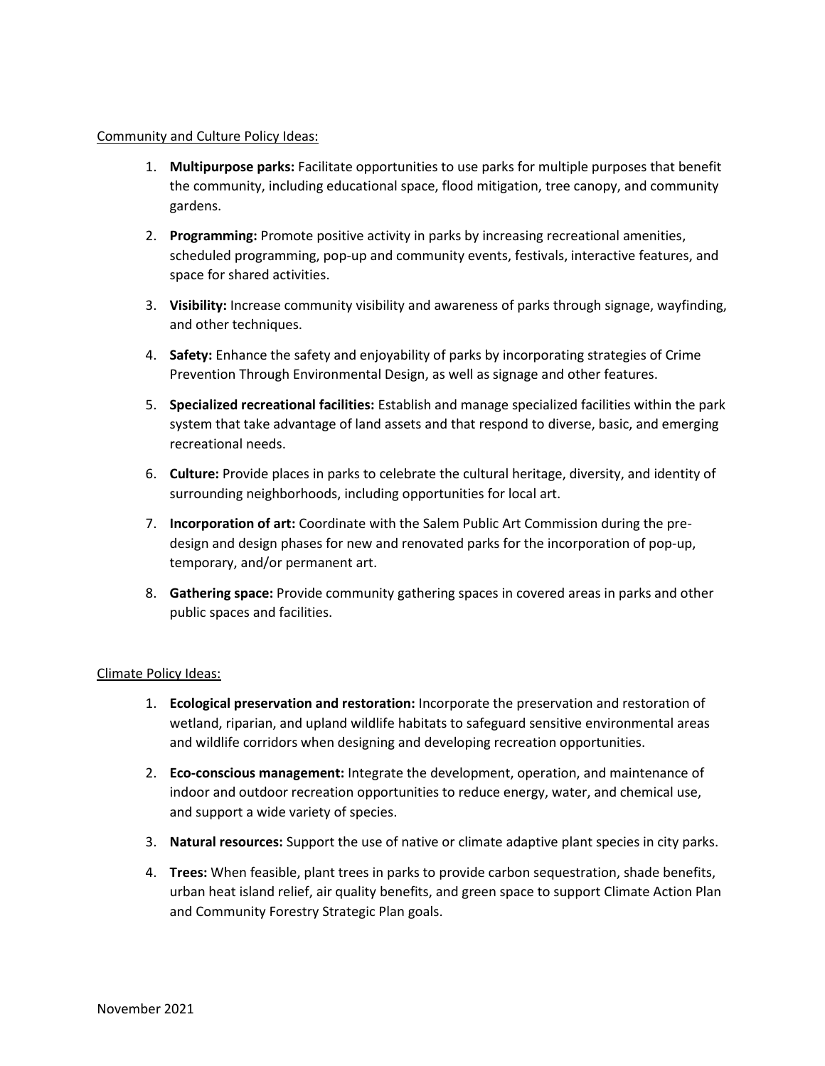Community and Culture Policy Ideas:

1. **Multipurpose parks:** Facilitate opportunities to use parks for multiple purposes that benefit the community, including educational space, flood mitigation, tree canopy, and community gardens.

2. **Programming:** Promote positive activity in parks by increasing recreational amenities, scheduled programming, pop-up and community events, festivals, interactive features, and space for shared activities.

3. **Visibility:** Increase community visibility and awareness of parks through signage, wayfinding, and other techniques.

4. **Safety:** Enhance the safety and enjoyability of parks by incorporating strategies of Crime Prevention Through Environmental Design, as well as signage and other features.

5. **Specialized recreational facilities:** Establish and manage specialized facilities within the park system that take advantage of land assets and that respond to diverse, basic, and emerging recreational needs.

6. **Culture:** Provide places in parks to celebrate the cultural heritage, diversity, and identity of surrounding neighborhoods, including opportunities for local art.

7. **Incorporation of art:** Coordinate with the Salem Public Art Commission during the pre-design and design phases for new and renovated parks for the incorporation of pop-up, temporary, and/or permanent art.

8. **Gathering space:** Provide community gathering spaces in covered areas in parks and other public spaces and facilities.

Climate Policy Ideas:

1. **Ecological preservation and restoration:** Incorporate the preservation and restoration of wetland, riparian, and upland wildlife habitats to safeguard sensitive environmental areas and wildlife corridors when designing and developing recreation opportunities.

2. **Eco-conscious management:** Integrate the development, operation, and maintenance of indoor and outdoor recreation opportunities to reduce energy, water, and chemical use, and support a wide variety of species.

3. **Natural resources:** Support the use of native or climate adaptive plant species in city parks.

4. **Trees:** When feasible, plant trees in parks to provide carbon sequestration, shade benefits, urban heat island relief, air quality benefits, and green space to support Climate Action Plan and Community Forestry Strategic Plan goals.

November 2021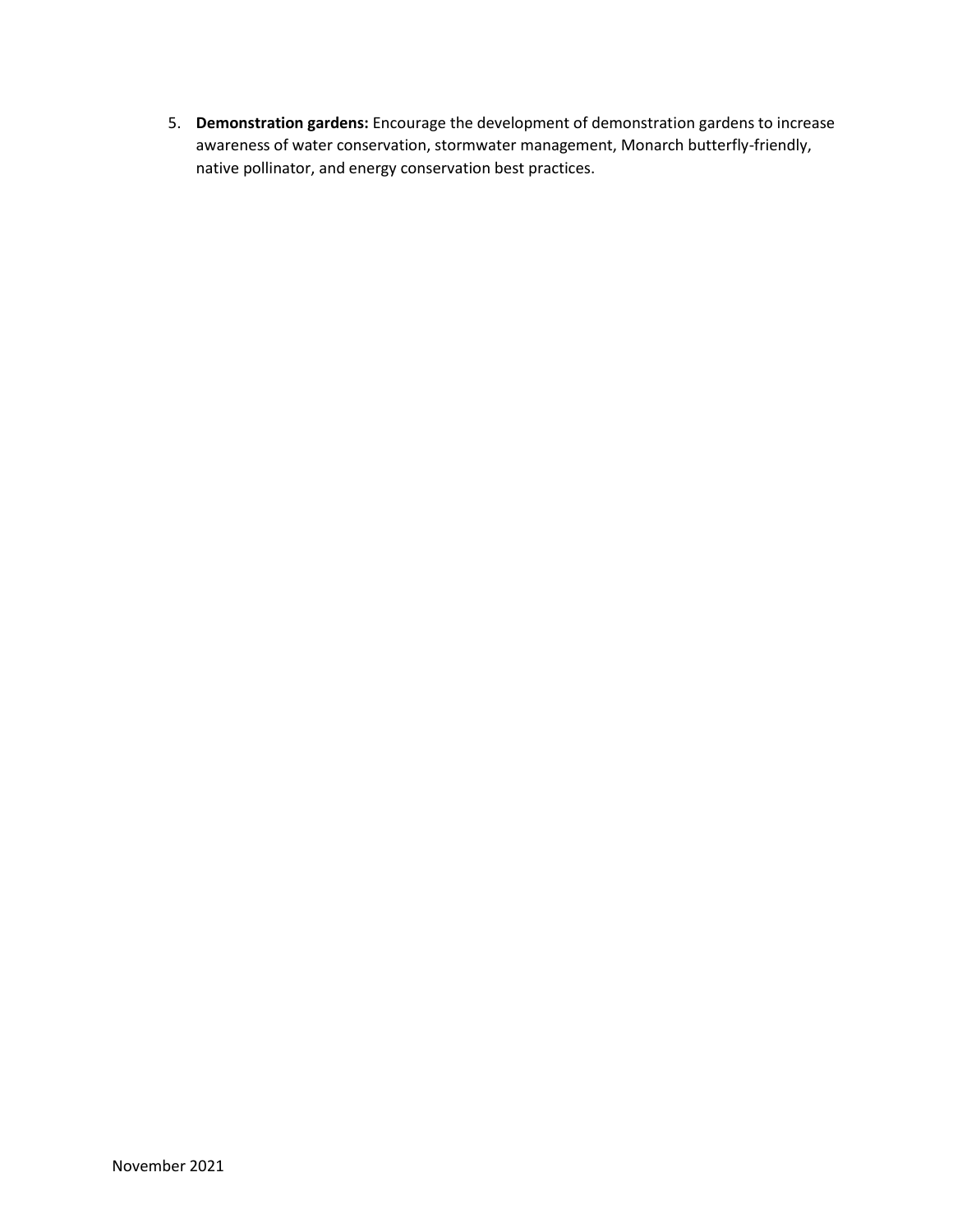5. **Demonstration gardens:** Encourage the development of demonstration gardens to increase awareness of water conservation, stormwater management, Monarch butterfly-friendly, native pollinator, and energy conservation best practices.